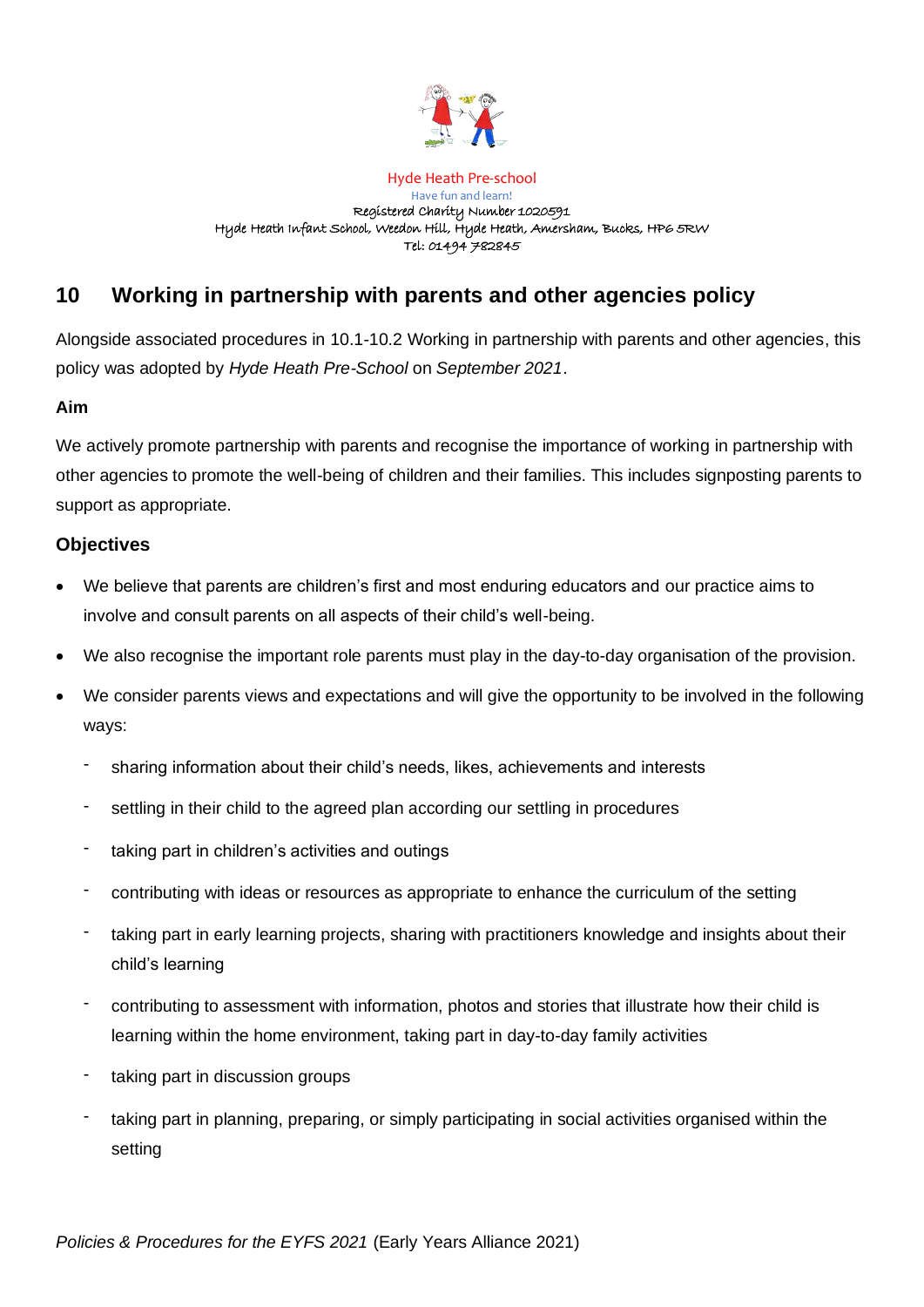Hyde Heath Pre-school

Have fun and learn!

Registered Charity Number 1020591

Hyde Heath Infant School, Weedon Hill, Hyde Heath, Amersham, Bucks, HP6 5RW

Tel: 01494 782845

## 10 Working in partnership with parents and other agencies policy

Alongside associated procedures in 10.1-10.2 Working in partnership with parents and other agencies, this policy was adopted by *Hyde Heath Pre-School* on *September 2021*.

**Aim**

We actively promote partnership with parents and recognise the importance of working in partnership with other agencies to promote the well-being of children and their families. This includes signposting parents to support as appropriate.

### Objectives

- We believe that parents are children's first and most enduring educators and our practice aims to involve and consult parents on all aspects of their child's well-being.
- We also recognise the important role parents must play in the day-to-day organisation of the provision.
- We consider parents views and expectations and will give the opportunity to be involved in the following ways:
  - sharing information about their child's needs, likes, achievements and interests
  - settling in their child to the agreed plan according our settling in procedures
  - taking part in children's activities and outings
  - contributing with ideas or resources as appropriate to enhance the curriculum of the setting
  - taking part in early learning projects, sharing with practitioners knowledge and insights about their child's learning
  - contributing to assessment with information, photos and stories that illustrate how their child is learning within the home environment, taking part in day-to-day family activities
  - taking part in discussion groups
  - taking part in planning, preparing, or simply participating in social activities organised within the setting

*Policies & Procedures for the EYFS 2021* (Early Years Alliance 2021)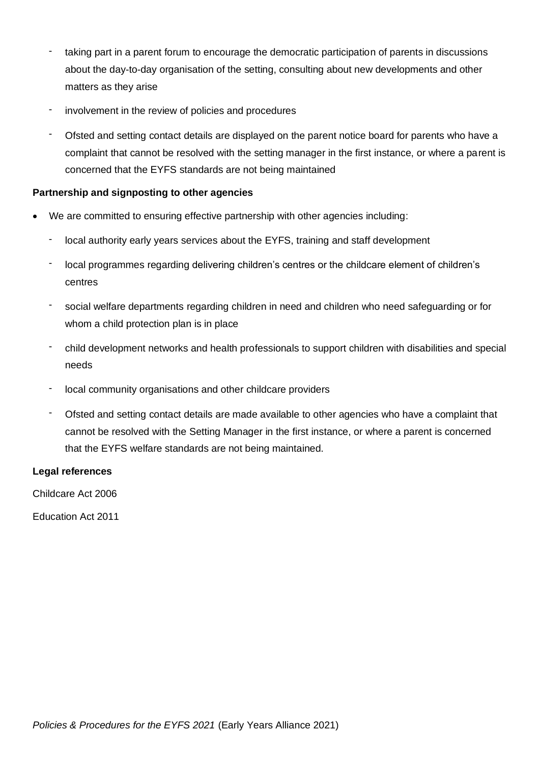- taking part in a parent forum to encourage the democratic participation of parents in discussions about the day-to-day organisation of the setting, consulting about new developments and other matters as they arise
- involvement in the review of policies and procedures
- Ofsted and setting contact details are displayed on the parent notice board for parents who have a complaint that cannot be resolved with the setting manager in the first instance, or where a parent is concerned that the EYFS standards are not being maintained

**Partnership and signposting to other agencies**

- We are committed to ensuring effective partnership with other agencies including:
  - local authority early years services about the EYFS, training and staff development
  - local programmes regarding delivering children's centres or the childcare element of children's centres
  - social welfare departments regarding children in need and children who need safeguarding or for whom a child protection plan is in place
  - child development networks and health professionals to support children with disabilities and special needs
  - local community organisations and other childcare providers
  - Ofsted and setting contact details are made available to other agencies who have a complaint that cannot be resolved with the Setting Manager in the first instance, or where a parent is concerned that the EYFS welfare standards are not being maintained.

**Legal references**

Childcare Act 2006

Education Act 2011

*Policies & Procedures for the EYFS 2021* (Early Years Alliance 2021)